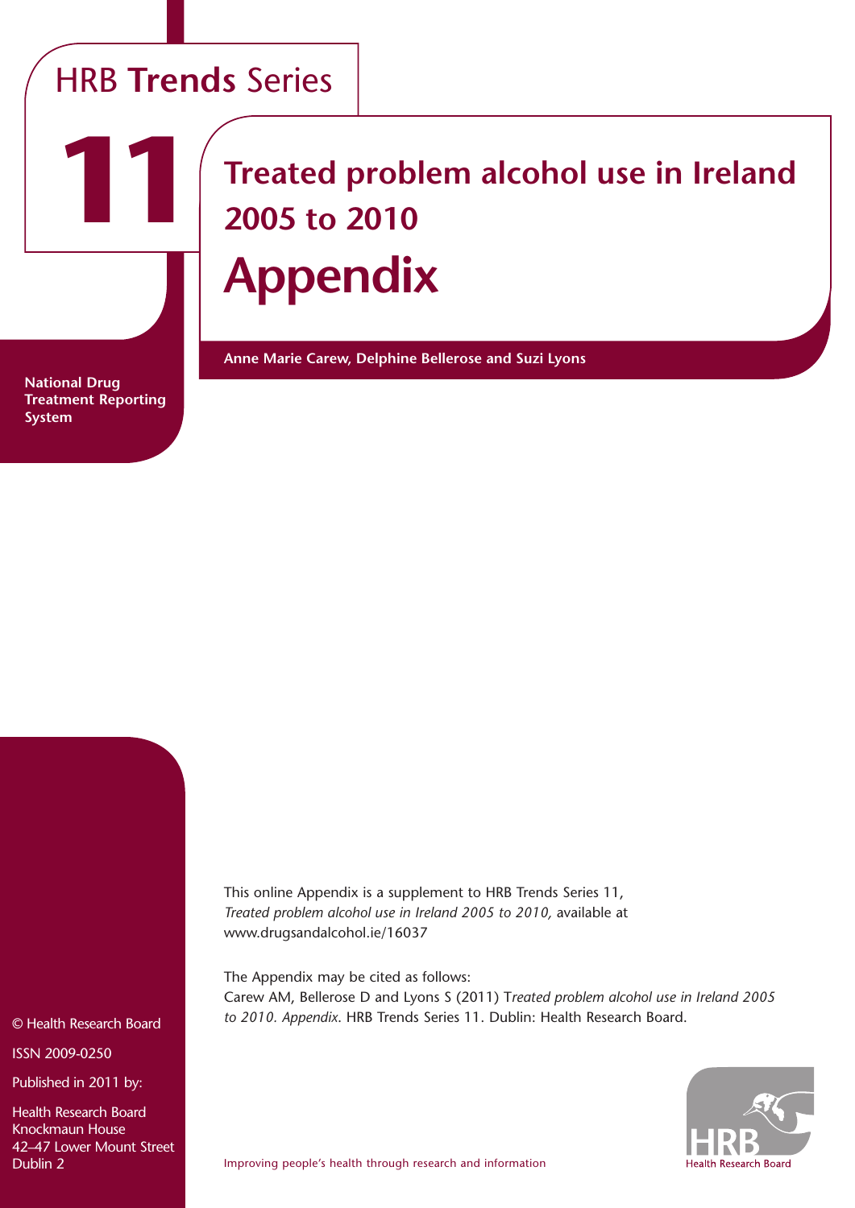HRB **Trends** Series

# 11

# Treated problem alcohol use in Ireland 2005 to 2010

# Appendix

**Anne Marie Carew, Delphine Bellerose and Suzi Lyons**

**National Drug Treatment Reporting System**

This online Appendix is a supplement to HRB Trends Series 11, *Treated problem alcohol use in Ireland 2005 to 2010,* available at www.drugsandalcohol.ie/16037

The Appendix may be cited as follows:
Carew AM, Bellerose D and Lyons S (2011) T*reated problem alcohol use in Ireland 2005 to 2010. Appendix*. HRB Trends Series 11. Dublin: Health Research Board.

© Health Research Board

ISSN 2009-0250

Published in 2011 by:

Health Research Board
Knockmaun House
42–47 Lower Mount Street
Dublin 2

Improving people's health through research and information

HRB
Health Research Board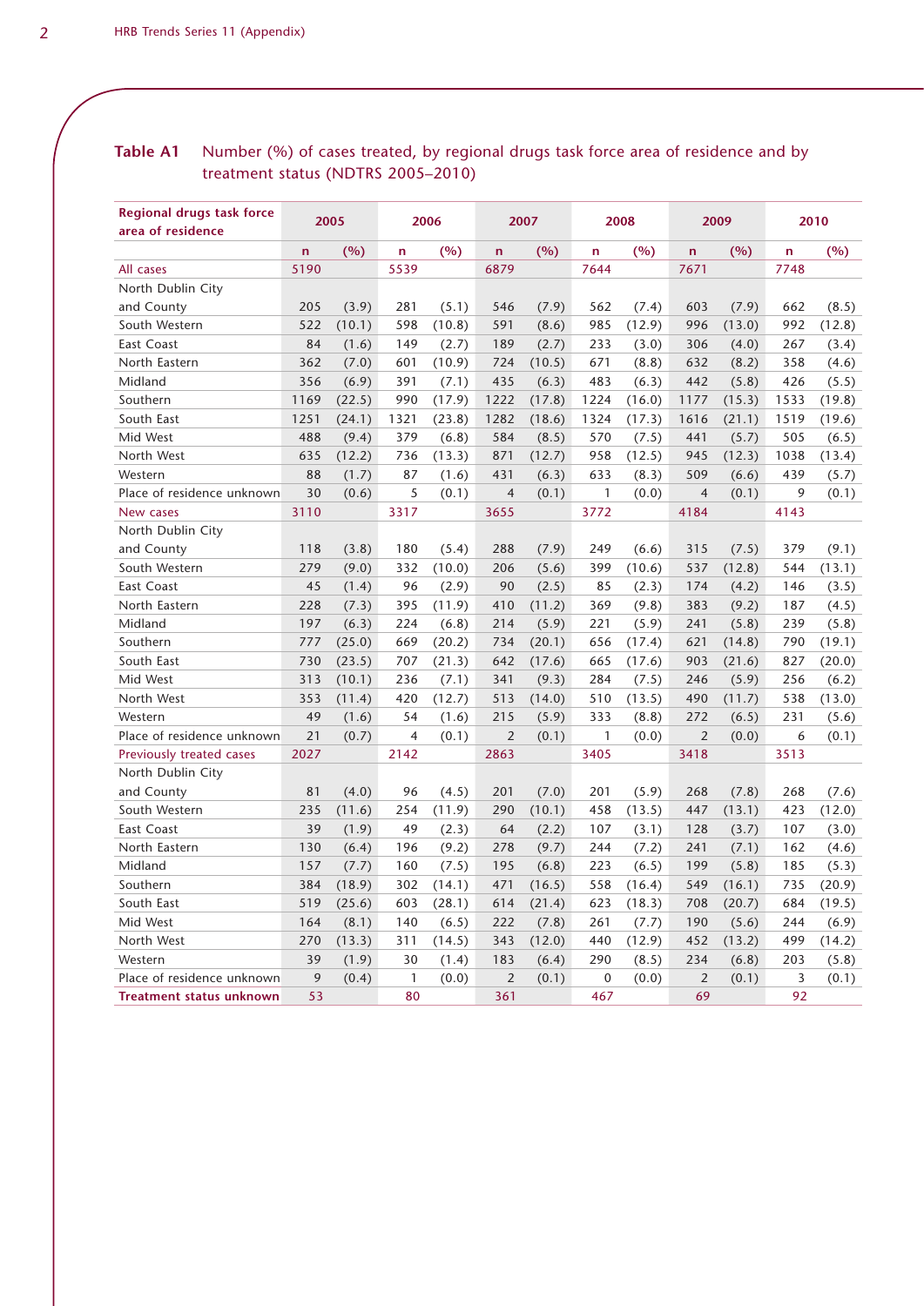**Table A1** Number (%) of cases treated, by regional drugs task force area of residence and by treatment status (NDTRS 2005–2010)

| Regional drugs task force area of residence | 2005 | | 2006 | | 2007 | | 2008 | | 2009 | | 2010 | |
|---|---|---|---|---|---|---|---|---|---|---|---|---|
| | n | (%) | n | (%) | n | (%) | n | (%) | n | (%) | n | (%) |
| All cases | 5190 | | 5539 | | 6879 | | 7644 | | 7671 | | 7748 | |
| North Dublin City and County | 205 | (3.9) | 281 | (5.1) | 546 | (7.9) | 562 | (7.4) | 603 | (7.9) | 662 | (8.5) |
| South Western | 522 | (10.1) | 598 | (10.8) | 591 | (8.6) | 985 | (12.9) | 996 | (13.0) | 992 | (12.8) |
| East Coast | 84 | (1.6) | 149 | (2.7) | 189 | (2.7) | 233 | (3.0) | 306 | (4.0) | 267 | (3.4) |
| North Eastern | 362 | (7.0) | 601 | (10.9) | 724 | (10.5) | 671 | (8.8) | 632 | (8.2) | 358 | (4.6) |
| Midland | 356 | (6.9) | 391 | (7.1) | 435 | (6.3) | 483 | (6.3) | 442 | (5.8) | 426 | (5.5) |
| Southern | 1169 | (22.5) | 990 | (17.9) | 1222 | (17.8) | 1224 | (16.0) | 1177 | (15.3) | 1533 | (19.8) |
| South East | 1251 | (24.1) | 1321 | (23.8) | 1282 | (18.6) | 1324 | (17.3) | 1616 | (21.1) | 1519 | (19.6) |
| Mid West | 488 | (9.4) | 379 | (6.8) | 584 | (8.5) | 570 | (7.5) | 441 | (5.7) | 505 | (6.5) |
| North West | 635 | (12.2) | 736 | (13.3) | 871 | (12.7) | 958 | (12.5) | 945 | (12.3) | 1038 | (13.4) |
| Western | 88 | (1.7) | 87 | (1.6) | 431 | (6.3) | 633 | (8.3) | 509 | (6.6) | 439 | (5.7) |
| Place of residence unknown | 30 | (0.6) | 5 | (0.1) | 4 | (0.1) | 1 | (0.0) | 4 | (0.1) | 9 | (0.1) |
| New cases | 3110 | | 3317 | | 3655 | | 3772 | | 4184 | | 4143 | |
| North Dublin City and County | 118 | (3.8) | 180 | (5.4) | 288 | (7.9) | 249 | (6.6) | 315 | (7.5) | 379 | (9.1) |
| South Western | 279 | (9.0) | 332 | (10.0) | 206 | (5.6) | 399 | (10.6) | 537 | (12.8) | 544 | (13.1) |
| East Coast | 45 | (1.4) | 96 | (2.9) | 90 | (2.5) | 85 | (2.3) | 174 | (4.2) | 146 | (3.5) |
| North Eastern | 228 | (7.3) | 395 | (11.9) | 410 | (11.2) | 369 | (9.8) | 383 | (9.2) | 187 | (4.5) |
| Midland | 197 | (6.3) | 224 | (6.8) | 214 | (5.9) | 221 | (5.9) | 241 | (5.8) | 239 | (5.8) |
| Southern | 777 | (25.0) | 669 | (20.2) | 734 | (20.1) | 656 | (17.4) | 621 | (14.8) | 790 | (19.1) |
| South East | 730 | (23.5) | 707 | (21.3) | 642 | (17.6) | 665 | (17.6) | 903 | (21.6) | 827 | (20.0) |
| Mid West | 313 | (10.1) | 236 | (7.1) | 341 | (9.3) | 284 | (7.5) | 246 | (5.9) | 256 | (6.2) |
| North West | 353 | (11.4) | 420 | (12.7) | 513 | (14.0) | 510 | (13.5) | 490 | (11.7) | 538 | (13.0) |
| Western | 49 | (1.6) | 54 | (1.6) | 215 | (5.9) | 333 | (8.8) | 272 | (6.5) | 231 | (5.6) |
| Place of residence unknown | 21 | (0.7) | 4 | (0.1) | 2 | (0.1) | 1 | (0.0) | 2 | (0.0) | 6 | (0.1) |
| Previously treated cases | 2027 | | 2142 | | 2863 | | 3405 | | 3418 | | 3513 | |
| North Dublin City and County | 81 | (4.0) | 96 | (4.5) | 201 | (7.0) | 201 | (5.9) | 268 | (7.8) | 268 | (7.6) |
| South Western | 235 | (11.6) | 254 | (11.9) | 290 | (10.1) | 458 | (13.5) | 447 | (13.1) | 423 | (12.0) |
| East Coast | 39 | (1.9) | 49 | (2.3) | 64 | (2.2) | 107 | (3.1) | 128 | (3.7) | 107 | (3.0) |
| North Eastern | 130 | (6.4) | 196 | (9.2) | 278 | (9.7) | 244 | (7.2) | 241 | (7.1) | 162 | (4.6) |
| Midland | 157 | (7.7) | 160 | (7.5) | 195 | (6.8) | 223 | (6.5) | 199 | (5.8) | 185 | (5.3) |
| Southern | 384 | (18.9) | 302 | (14.1) | 471 | (16.5) | 558 | (16.4) | 549 | (16.1) | 735 | (20.9) |
| South East | 519 | (25.6) | 603 | (28.1) | 614 | (21.4) | 623 | (18.3) | 708 | (20.7) | 684 | (19.5) |
| Mid West | 164 | (8.1) | 140 | (6.5) | 222 | (7.8) | 261 | (7.7) | 190 | (5.6) | 244 | (6.9) |
| North West | 270 | (13.3) | 311 | (14.5) | 343 | (12.0) | 440 | (12.9) | 452 | (13.2) | 499 | (14.2) |
| Western | 39 | (1.9) | 30 | (1.4) | 183 | (6.4) | 290 | (8.5) | 234 | (6.8) | 203 | (5.8) |
| Place of residence unknown | 9 | (0.4) | 1 | (0.0) | 2 | (0.1) | 0 | (0.0) | 2 | (0.1) | 3 | (0.1) |
| **Treatment status unknown** | 53 | | 80 | | 361 | | 467 | | 69 | | 92 | |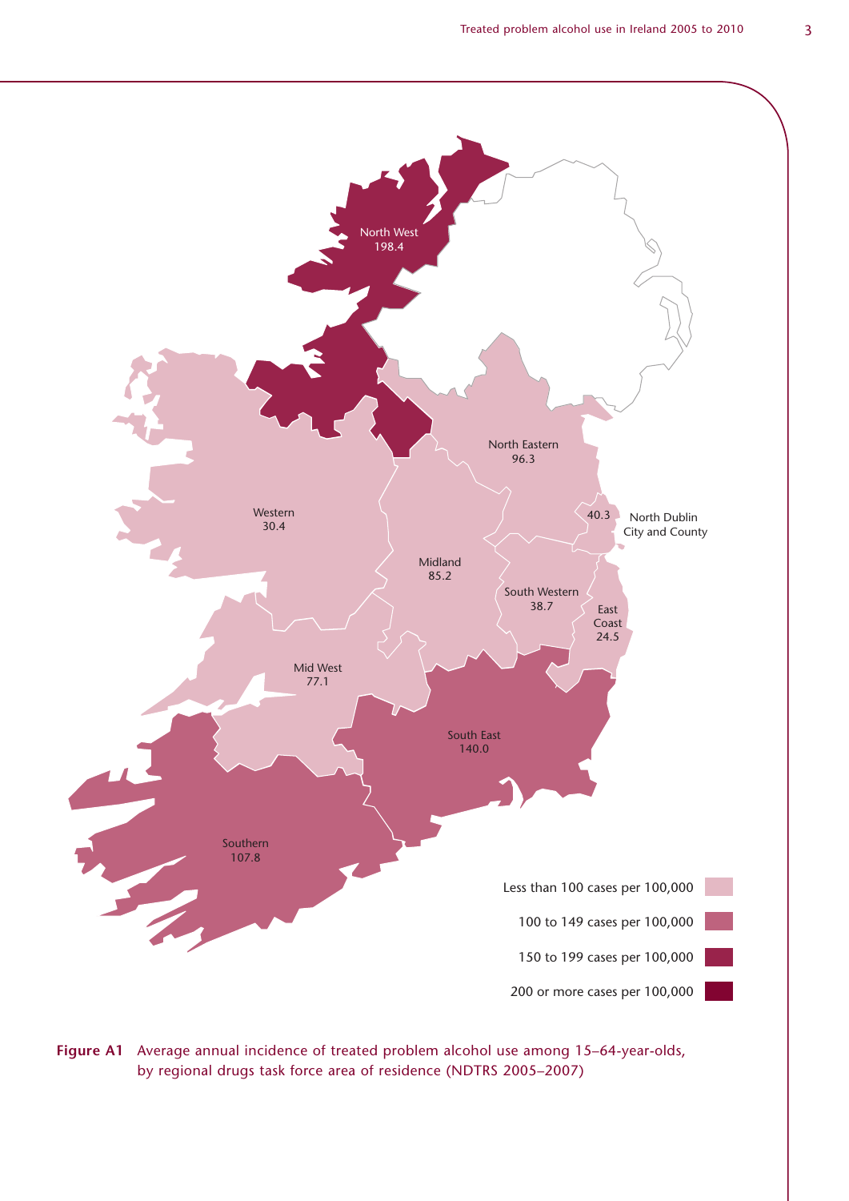North West
198.4

Western
30.4

North Eastern
96.3

40.3 North Dublin City and County

Midland
85.2

South Western
38.7

East Coast
24.5

Mid West
77.1

South East
140.0

Southern
107.8

Less than 100 cases per 100,000

100 to 149 cases per 100,000

150 to 199 cases per 100,000

200 or more cases per 100,000

**Figure A1** Average annual incidence of treated problem alcohol use among 15–64-year-olds, by regional drugs task force area of residence (NDTRS 2005–2007)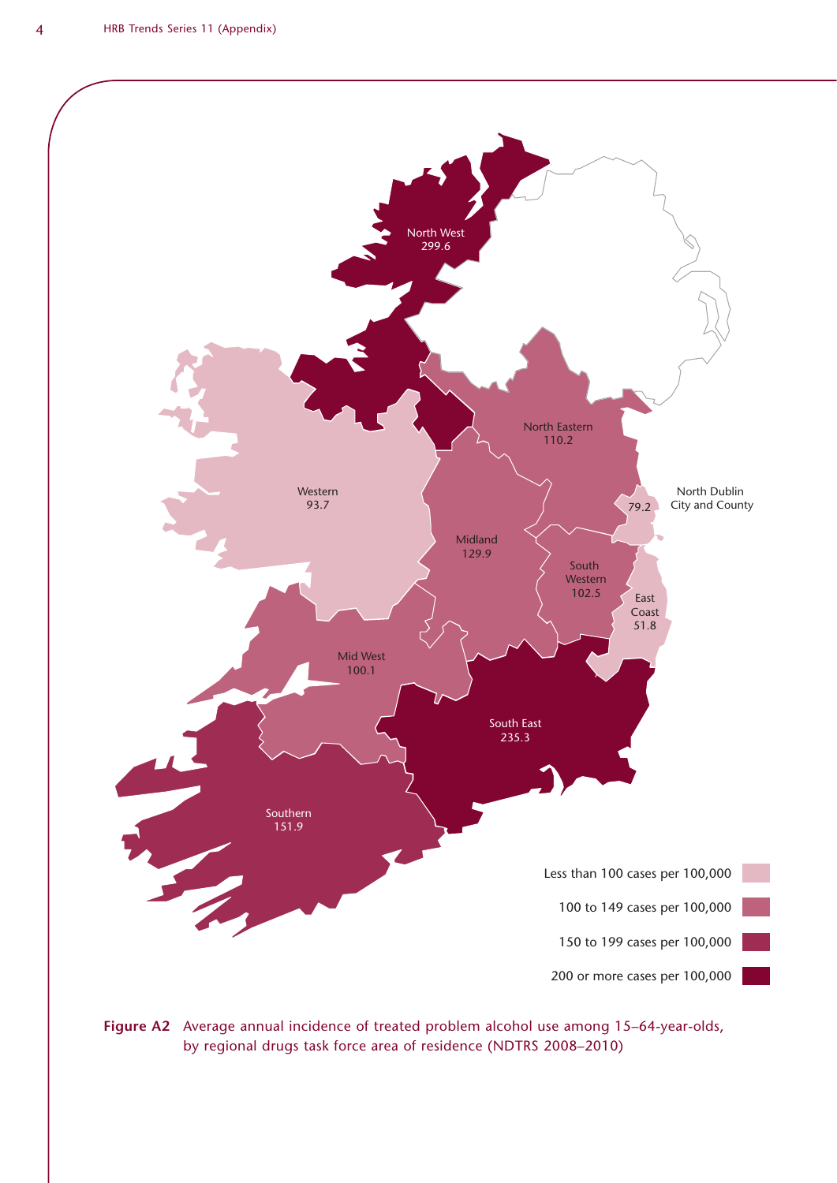North West
299.6

Western
93.7

North Eastern
110.2

North Dublin City and County
79.2

Midland
129.9

South Western
102.5

East Coast
51.8

Mid West
100.1

South East
235.3

Southern
151.9

Less than 100 cases per 100,000

100 to 149 cases per 100,000

150 to 199 cases per 100,000

200 or more cases per 100,000

**Figure A2** Average annual incidence of treated problem alcohol use among 15–64-year-olds, by regional drugs task force area of residence (NDTRS 2008–2010)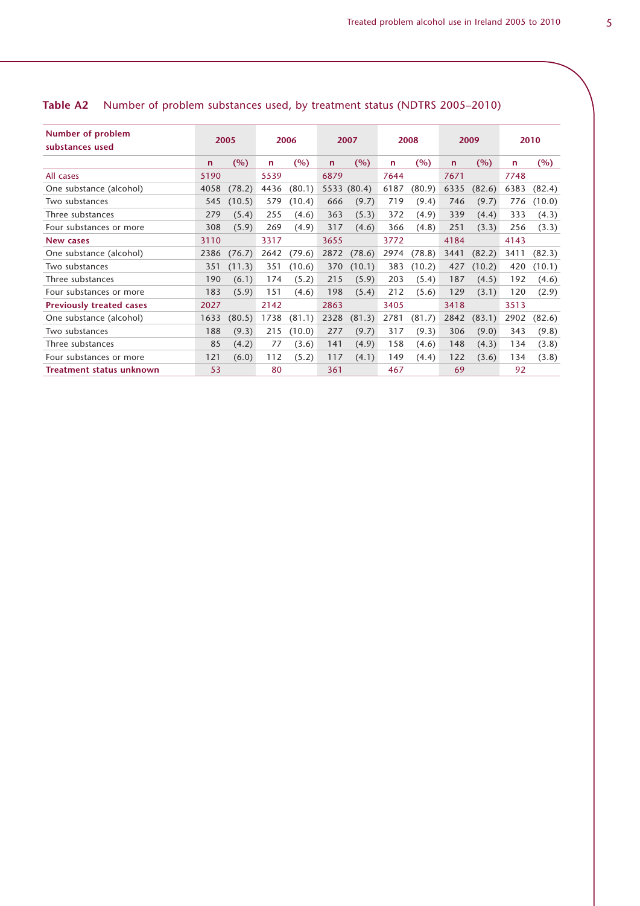**Table A2** Number of problem substances used, by treatment status (NDTRS 2005–2010)

| Number of problem substances used | 2005 | | 2006 | | 2007 | | 2008 | | 2009 | | 2010 | |
|---|---|---|---|---|---|---|---|---|---|---|---|---|
| | n | (%) | n | (%) | n | (%) | n | (%) | n | (%) | n | (%) |
| All cases | 5190 | | 5539 | | 6879 | | 7644 | | 7671 | | 7748 | |
| One substance (alcohol) | 4058 | (78.2) | 4436 | (80.1) | 5533 | (80.4) | 6187 | (80.9) | 6335 | (82.6) | 6383 | (82.4) |
| Two substances | 545 | (10.5) | 579 | (10.4) | 666 | (9.7) | 719 | (9.4) | 746 | (9.7) | 776 | (10.0) |
| Three substances | 279 | (5.4) | 255 | (4.6) | 363 | (5.3) | 372 | (4.9) | 339 | (4.4) | 333 | (4.3) |
| Four substances or more | 308 | (5.9) | 269 | (4.9) | 317 | (4.6) | 366 | (4.8) | 251 | (3.3) | 256 | (3.3) |
| **New cases** | 3110 | | 3317 | | 3655 | | 3772 | | 4184 | | 4143 | |
| One substance (alcohol) | 2386 | (76.7) | 2642 | (79.6) | 2872 | (78.6) | 2974 | (78.8) | 3441 | (82.2) | 3411 | (82.3) |
| Two substances | 351 | (11.3) | 351 | (10.6) | 370 | (10.1) | 383 | (10.2) | 427 | (10.2) | 420 | (10.1) |
| Three substances | 190 | (6.1) | 174 | (5.2) | 215 | (5.9) | 203 | (5.4) | 187 | (4.5) | 192 | (4.6) |
| Four substances or more | 183 | (5.9) | 151 | (4.6) | 198 | (5.4) | 212 | (5.6) | 129 | (3.1) | 120 | (2.9) |
| **Previously treated cases** | 2027 | | 2142 | | 2863 | | 3405 | | 3418 | | 3513 | |
| One substance (alcohol) | 1633 | (80.5) | 1738 | (81.1) | 2328 | (81.3) | 2781 | (81.7) | 2842 | (83.1) | 2902 | (82.6) |
| Two substances | 188 | (9.3) | 215 | (10.0) | 277 | (9.7) | 317 | (9.3) | 306 | (9.0) | 343 | (9.8) |
| Three substances | 85 | (4.2) | 77 | (3.6) | 141 | (4.9) | 158 | (4.6) | 148 | (4.3) | 134 | (3.8) |
| Four substances or more | 121 | (6.0) | 112 | (5.2) | 117 | (4.1) | 149 | (4.4) | 122 | (3.6) | 134 | (3.8) |
| **Treatment status unknown** | 53 | | 80 | | 361 | | 467 | | 69 | | 92 | |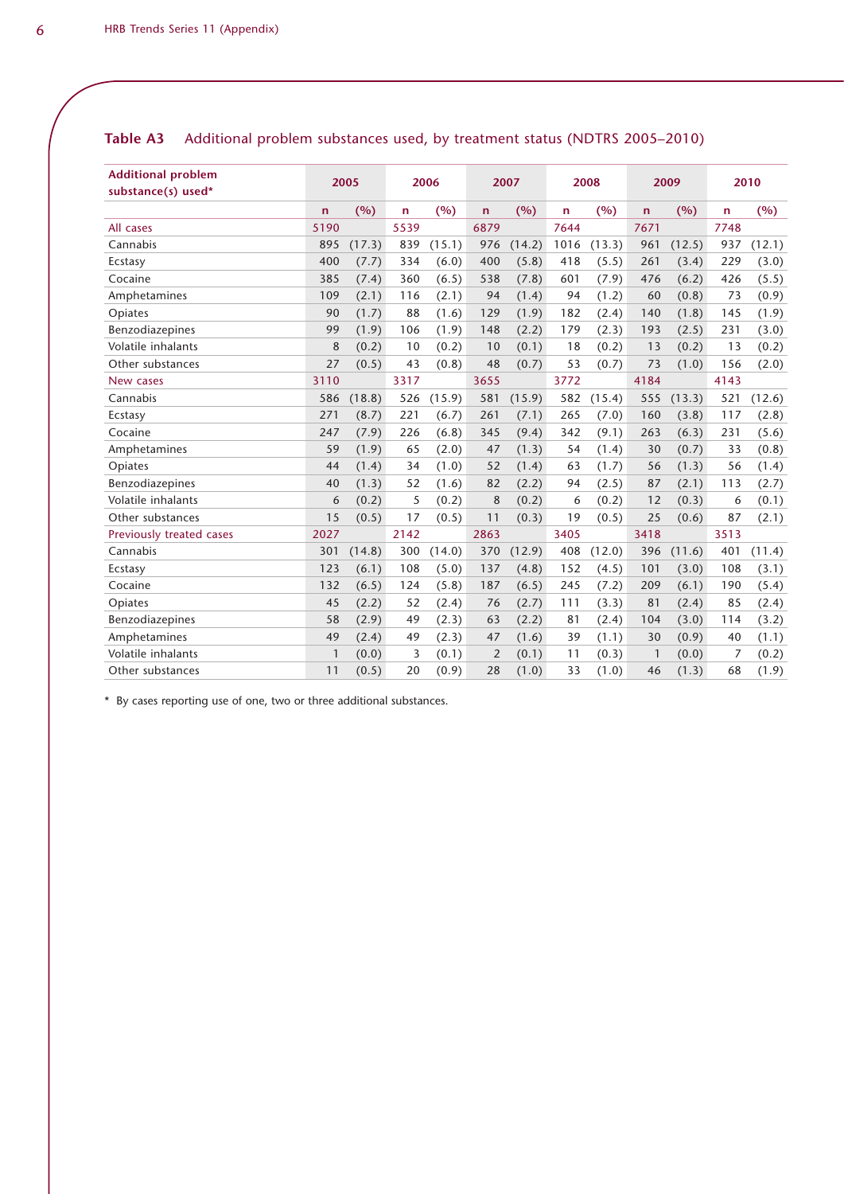**Table A3** Additional problem substances used, by treatment status (NDTRS 2005–2010)

| Additional problem substance(s) used* | 2005 | | 2006 | | 2007 | | 2008 | | 2009 | | 2010 | |
|---|---|---|---|---|---|---|---|---|---|---|---|---|
| | n | (%) | n | (%) | n | (%) | n | (%) | n | (%) | n | (%) |
| All cases | 5190 | | 5539 | | 6879 | | 7644 | | 7671 | | 7748 | |
| Cannabis | 895 | (17.3) | 839 | (15.1) | 976 | (14.2) | 1016 | (13.3) | 961 | (12.5) | 937 | (12.1) |
| Ecstasy | 400 | (7.7) | 334 | (6.0) | 400 | (5.8) | 418 | (5.5) | 261 | (3.4) | 229 | (3.0) |
| Cocaine | 385 | (7.4) | 360 | (6.5) | 538 | (7.8) | 601 | (7.9) | 476 | (6.2) | 426 | (5.5) |
| Amphetamines | 109 | (2.1) | 116 | (2.1) | 94 | (1.4) | 94 | (1.2) | 60 | (0.8) | 73 | (0.9) |
| Opiates | 90 | (1.7) | 88 | (1.6) | 129 | (1.9) | 182 | (2.4) | 140 | (1.8) | 145 | (1.9) |
| Benzodiazepines | 99 | (1.9) | 106 | (1.9) | 148 | (2.2) | 179 | (2.3) | 193 | (2.5) | 231 | (3.0) |
| Volatile inhalants | 8 | (0.2) | 10 | (0.2) | 10 | (0.1) | 18 | (0.2) | 13 | (0.2) | 13 | (0.2) |
| Other substances | 27 | (0.5) | 43 | (0.8) | 48 | (0.7) | 53 | (0.7) | 73 | (1.0) | 156 | (2.0) |
| New cases | 3110 | | 3317 | | 3655 | | 3772 | | 4184 | | 4143 | |
| Cannabis | 586 | (18.8) | 526 | (15.9) | 581 | (15.9) | 582 | (15.4) | 555 | (13.3) | 521 | (12.6) |
| Ecstasy | 271 | (8.7) | 221 | (6.7) | 261 | (7.1) | 265 | (7.0) | 160 | (3.8) | 117 | (2.8) |
| Cocaine | 247 | (7.9) | 226 | (6.8) | 345 | (9.4) | 342 | (9.1) | 263 | (6.3) | 231 | (5.6) |
| Amphetamines | 59 | (1.9) | 65 | (2.0) | 47 | (1.3) | 54 | (1.4) | 30 | (0.7) | 33 | (0.8) |
| Opiates | 44 | (1.4) | 34 | (1.0) | 52 | (1.4) | 63 | (1.7) | 56 | (1.3) | 56 | (1.4) |
| Benzodiazepines | 40 | (1.3) | 52 | (1.6) | 82 | (2.2) | 94 | (2.5) | 87 | (2.1) | 113 | (2.7) |
| Volatile inhalants | 6 | (0.2) | 5 | (0.2) | 8 | (0.2) | 6 | (0.2) | 12 | (0.3) | 6 | (0.1) |
| Other substances | 15 | (0.5) | 17 | (0.5) | 11 | (0.3) | 19 | (0.5) | 25 | (0.6) | 87 | (2.1) |
| Previously treated cases | 2027 | | 2142 | | 2863 | | 3405 | | 3418 | | 3513 | |
| Cannabis | 301 | (14.8) | 300 | (14.0) | 370 | (12.9) | 408 | (12.0) | 396 | (11.6) | 401 | (11.4) |
| Ecstasy | 123 | (6.1) | 108 | (5.0) | 137 | (4.8) | 152 | (4.5) | 101 | (3.0) | 108 | (3.1) |
| Cocaine | 132 | (6.5) | 124 | (5.8) | 187 | (6.5) | 245 | (7.2) | 209 | (6.1) | 190 | (5.4) |
| Opiates | 45 | (2.2) | 52 | (2.4) | 76 | (2.7) | 111 | (3.3) | 81 | (2.4) | 85 | (2.4) |
| Benzodiazepines | 58 | (2.9) | 49 | (2.3) | 63 | (2.2) | 81 | (2.4) | 104 | (3.0) | 114 | (3.2) |
| Amphetamines | 49 | (2.4) | 49 | (2.3) | 47 | (1.6) | 39 | (1.1) | 30 | (0.9) | 40 | (1.1) |
| Volatile inhalants | 1 | (0.0) | 3 | (0.1) | 2 | (0.1) | 11 | (0.3) | 1 | (0.0) | 7 | (0.2) |
| Other substances | 11 | (0.5) | 20 | (0.9) | 28 | (1.0) | 33 | (1.0) | 46 | (1.3) | 68 | (1.9) |

* By cases reporting use of one, two or three additional substances.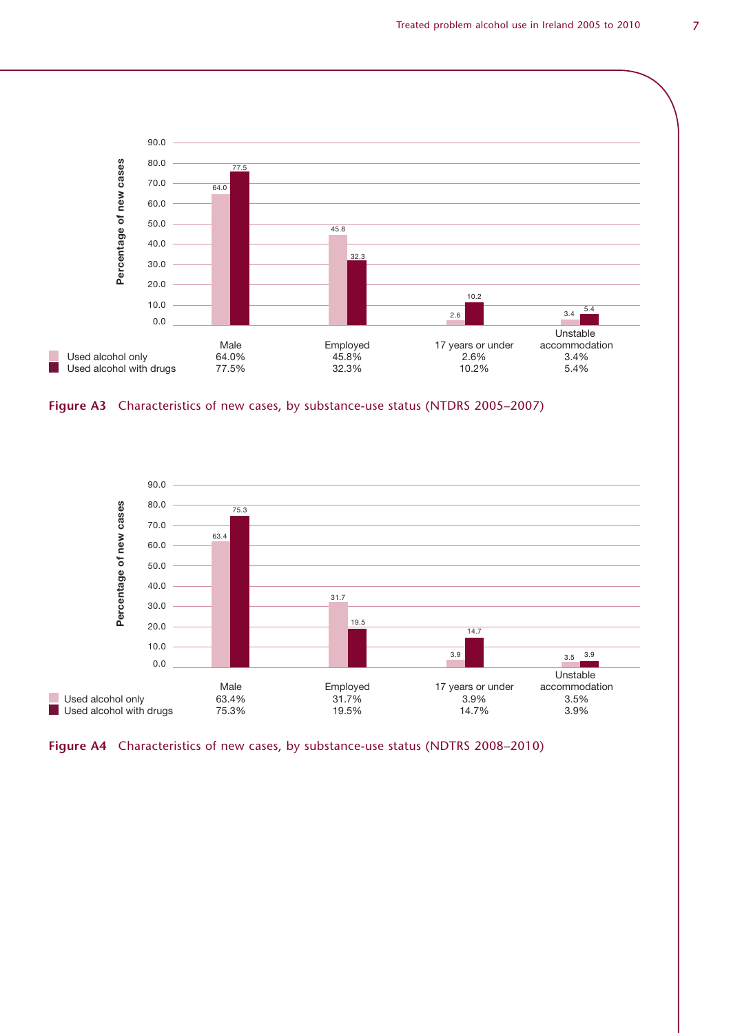| | Male | Employed | 17 years or under | Unstable accommodation |
|---|---|---|---|---|
| Used alcohol only | 64.0% | 45.8% | 2.6% | 3.4% |
| Used alcohol with drugs | 77.5% | 32.3% | 10.2% | 5.4% |

**Figure A3** Characteristics of new cases, by substance-use status (NTDRS 2005–2007)

| | Male | Employed | 17 years or under | Unstable accommodation |
|---|---|---|---|---|
| Used alcohol only | 63.4% | 31.7% | 3.9% | 3.5% |
| Used alcohol with drugs | 75.3% | 19.5% | 14.7% | 3.9% |

**Figure A4** Characteristics of new cases, by substance-use status (NDTRS 2008–2010)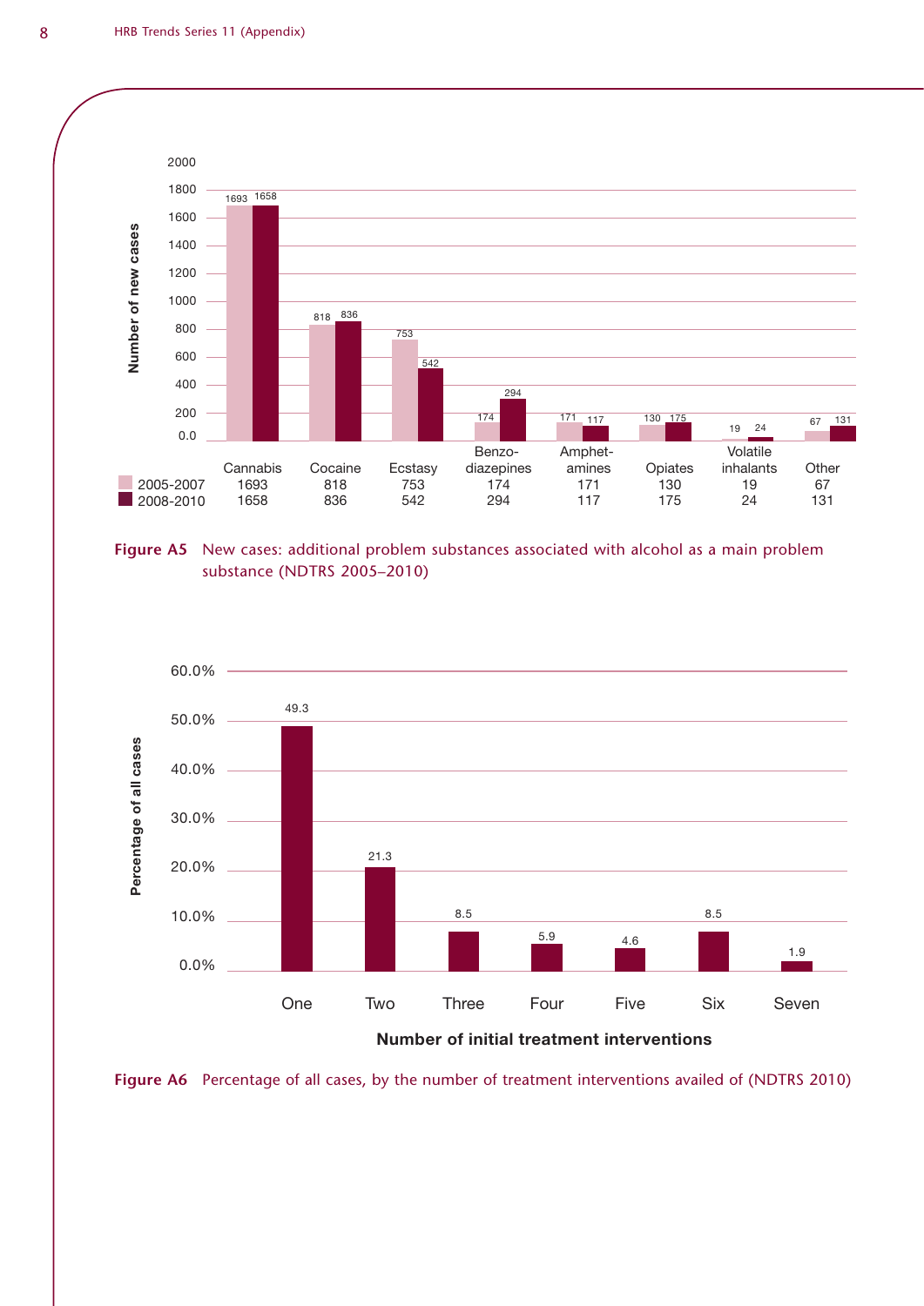Number of new cases

2000
1800
1600
1400
1200
1000
800
600
400
200
0.0

1693 1658
818 836
753 542
174 294
171 117
130 175
19 24
67 131

Cannabis, Cocaine, Ecstasy, Benzo-diazepines, Amphet-amines, Opiates, Volatile inhalants, Other

2005-2007: 1693, 818, 753, 174, 171, 130, 19, 67

2008-2010: 1658, 836, 542, 294, 117, 175, 24, 131

**Figure A5** New cases: additional problem substances associated with alcohol as a main problem substance (NDTRS 2005–2010)

Percentage of all cases

60.0%
50.0%
40.0%
30.0%
20.0%
10.0%
0.0%

49.3
21.3
8.5
5.9
4.6
8.5
1.9

One, Two, Three, Four, Five, Six, Seven

Number of initial treatment interventions

**Figure A6** Percentage of all cases, by the number of treatment interventions availed of (NDTRS 2010)